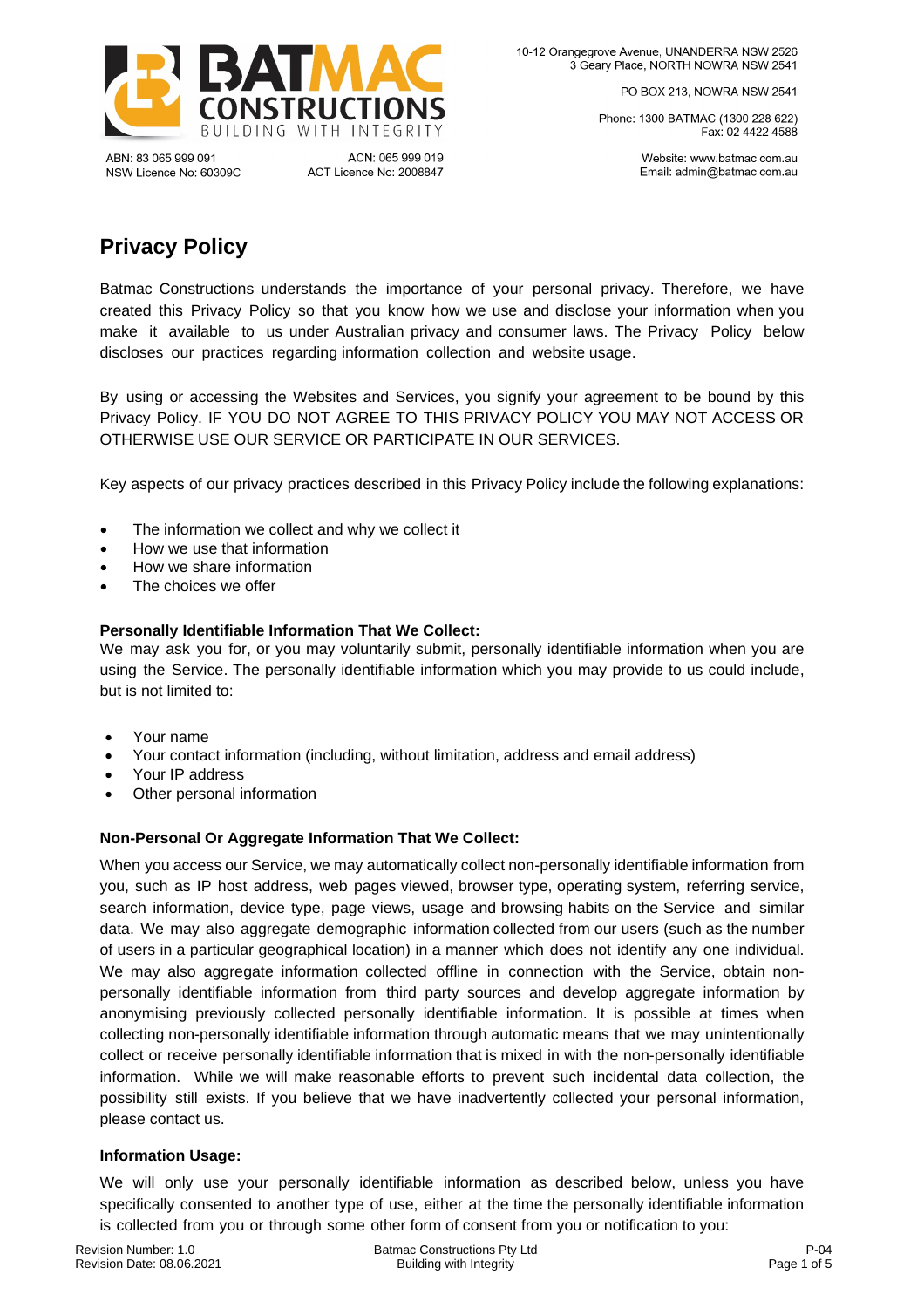ABN: 83 065 999 091
NSW Licence No: 60309C

ACN: 065 999 019
ACT Licence No: 2008847

10-12 Orangegrove Avenue, UNANDERRA NSW 2526
3 Geary Place, NORTH NOWRA NSW 2541

PO BOX 213, NOWRA NSW 2541

Phone: 1300 BATMAC (1300 228 622)
Fax: 02 4422 4588

Website: www.batmac.com.au
Email: admin@batmac.com.au

# Privacy Policy

Batmac Constructions understands the importance of your personal privacy. Therefore, we have created this Privacy Policy so that you know how we use and disclose your information when you make it available to us under Australian privacy and consumer laws. The Privacy Policy below discloses our practices regarding information collection and website usage.

By using or accessing the Websites and Services, you signify your agreement to be bound by this Privacy Policy. IF YOU DO NOT AGREE TO THIS PRIVACY POLICY YOU MAY NOT ACCESS OR OTHERWISE USE OUR SERVICE OR PARTICIPATE IN OUR SERVICES.

Key aspects of our privacy practices described in this Privacy Policy include the following explanations:

- The information we collect and why we collect it
- How we use that information
- How we share information
- The choices we offer

**Personally Identifiable Information That We Collect:**

We may ask you for, or you may voluntarily submit, personally identifiable information when you are using the Service. The personally identifiable information which you may provide to us could include, but is not limited to:

- Your name
- Your contact information (including, without limitation, address and email address)
- Your IP address
- Other personal information

**Non-Personal Or Aggregate Information That We Collect:**

When you access our Service, we may automatically collect non-personally identifiable information from you, such as IP host address, web pages viewed, browser type, operating system, referring service, search information, device type, page views, usage and browsing habits on the Service and similar data. We may also aggregate demographic information collected from our users (such as the number of users in a particular geographical location) in a manner which does not identify any one individual. We may also aggregate information collected offline in connection with the Service, obtain non-personally identifiable information from third party sources and develop aggregate information by anonymising previously collected personally identifiable information. It is possible at times when collecting non-personally identifiable information through automatic means that we may unintentionally collect or receive personally identifiable information that is mixed in with the non-personally identifiable information. While we will make reasonable efforts to prevent such incidental data collection, the possibility still exists. If you believe that we have inadvertently collected your personal information, please contact us.

**Information Usage:**

We will only use your personally identifiable information as described below, unless you have specifically consented to another type of use, either at the time the personally identifiable information is collected from you or through some other form of consent from you or notification to you: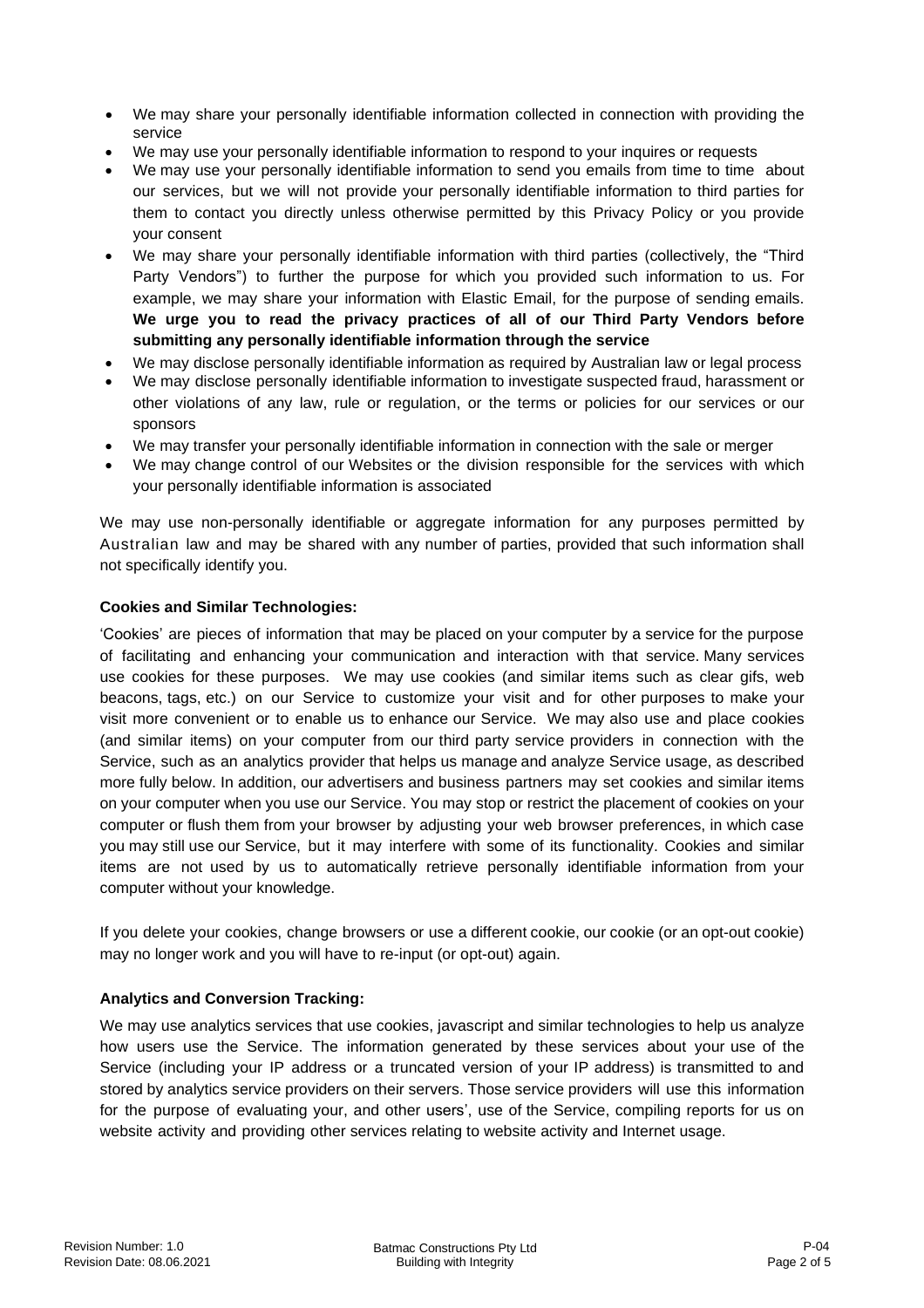- We may share your personally identifiable information collected in connection with providing the service
- We may use your personally identifiable information to respond to your inquires or requests
- We may use your personally identifiable information to send you emails from time to time about our services, but we will not provide your personally identifiable information to third parties for them to contact you directly unless otherwise permitted by this Privacy Policy or you provide your consent
- We may share your personally identifiable information with third parties (collectively, the "Third Party Vendors") to further the purpose for which you provided such information to us. For example, we may share your information with Elastic Email, for the purpose of sending emails. **We urge you to read the privacy practices of all of our Third Party Vendors before submitting any personally identifiable information through the service**
- We may disclose personally identifiable information as required by Australian law or legal process
- We may disclose personally identifiable information to investigate suspected fraud, harassment or other violations of any law, rule or regulation, or the terms or policies for our services or our sponsors
- We may transfer your personally identifiable information in connection with the sale or merger
- We may change control of our Websites or the division responsible for the services with which your personally identifiable information is associated

We may use non-personally identifiable or aggregate information for any purposes permitted by Australian law and may be shared with any number of parties, provided that such information shall not specifically identify you.

**Cookies and Similar Technologies:**

'Cookies' are pieces of information that may be placed on your computer by a service for the purpose of facilitating and enhancing your communication and interaction with that service. Many services use cookies for these purposes. We may use cookies (and similar items such as clear gifs, web beacons, tags, etc.) on our Service to customize your visit and for other purposes to make your visit more convenient or to enable us to enhance our Service. We may also use and place cookies (and similar items) on your computer from our third party service providers in connection with the Service, such as an analytics provider that helps us manage and analyze Service usage, as described more fully below. In addition, our advertisers and business partners may set cookies and similar items on your computer when you use our Service. You may stop or restrict the placement of cookies on your computer or flush them from your browser by adjusting your web browser preferences, in which case you may still use our Service, but it may interfere with some of its functionality. Cookies and similar items are not used by us to automatically retrieve personally identifiable information from your computer without your knowledge.

If you delete your cookies, change browsers or use a different cookie, our cookie (or an opt-out cookie) may no longer work and you will have to re-input (or opt-out) again.

**Analytics and Conversion Tracking:**

We may use analytics services that use cookies, javascript and similar technologies to help us analyze how users use the Service. The information generated by these services about your use of the Service (including your IP address or a truncated version of your IP address) is transmitted to and stored by analytics service providers on their servers. Those service providers will use this information for the purpose of evaluating your, and other users', use of the Service, compiling reports for us on website activity and providing other services relating to website activity and Internet usage.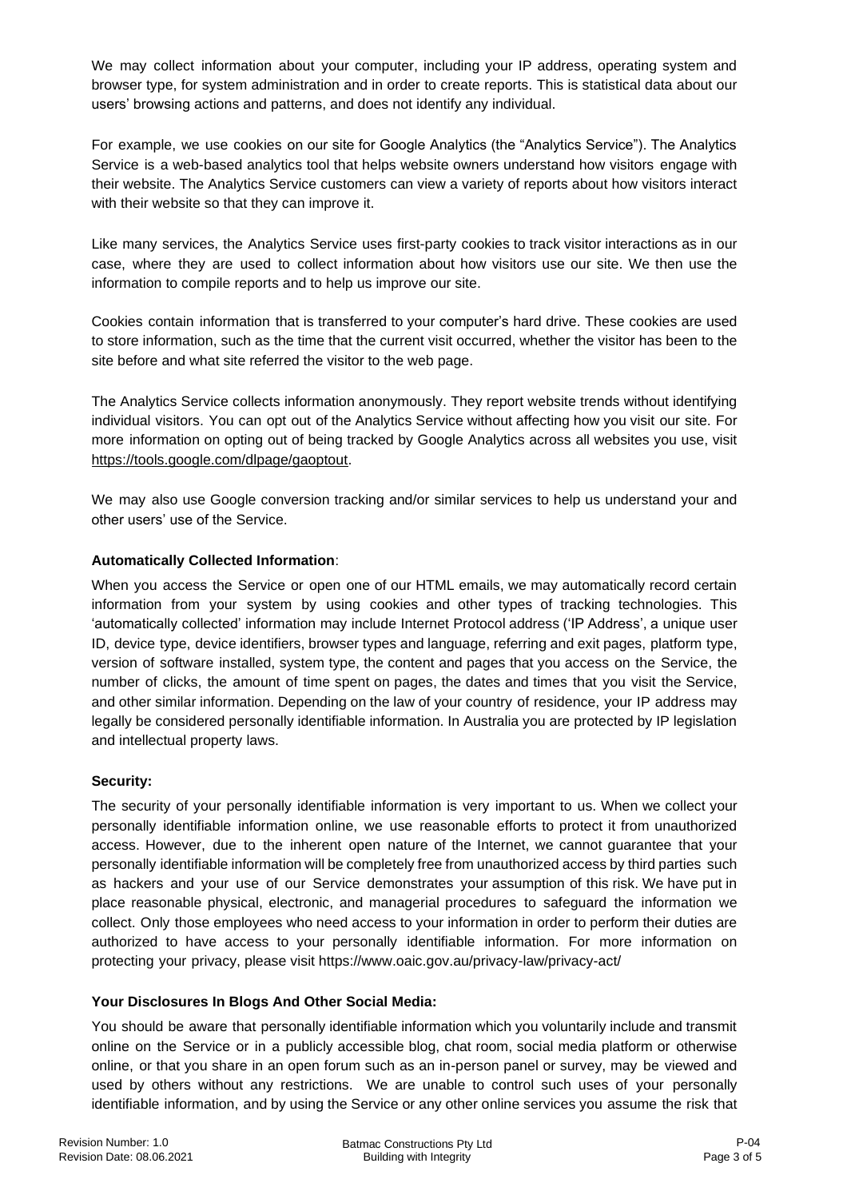We may collect information about your computer, including your IP address, operating system and browser type, for system administration and in order to create reports. This is statistical data about our users' browsing actions and patterns, and does not identify any individual.

For example, we use cookies on our site for Google Analytics (the "Analytics Service"). The Analytics Service is a web-based analytics tool that helps website owners understand how visitors engage with their website. The Analytics Service customers can view a variety of reports about how visitors interact with their website so that they can improve it.

Like many services, the Analytics Service uses first-party cookies to track visitor interactions as in our case, where they are used to collect information about how visitors use our site. We then use the information to compile reports and to help us improve our site.

Cookies contain information that is transferred to your computer's hard drive. These cookies are used to store information, such as the time that the current visit occurred, whether the visitor has been to the site before and what site referred the visitor to the web page.

The Analytics Service collects information anonymously. They report website trends without identifying individual visitors. You can opt out of the Analytics Service without affecting how you visit our site. For more information on opting out of being tracked by Google Analytics across all websites you use, visit https://tools.google.com/dlpage/gaoptout.

We may also use Google conversion tracking and/or similar services to help us understand your and other users' use of the Service.

**Automatically Collected Information**:

When you access the Service or open one of our HTML emails, we may automatically record certain information from your system by using cookies and other types of tracking technologies. This 'automatically collected' information may include Internet Protocol address ('IP Address', a unique user ID, device type, device identifiers, browser types and language, referring and exit pages, platform type, version of software installed, system type, the content and pages that you access on the Service, the number of clicks, the amount of time spent on pages, the dates and times that you visit the Service, and other similar information. Depending on the law of your country of residence, your IP address may legally be considered personally identifiable information. In Australia you are protected by IP legislation and intellectual property laws.

**Security:**

The security of your personally identifiable information is very important to us. When we collect your personally identifiable information online, we use reasonable efforts to protect it from unauthorized access. However, due to the inherent open nature of the Internet, we cannot guarantee that your personally identifiable information will be completely free from unauthorized access by third parties such as hackers and your use of our Service demonstrates your assumption of this risk. We have put in place reasonable physical, electronic, and managerial procedures to safeguard the information we collect. Only those employees who need access to your information in order to perform their duties are authorized to have access to your personally identifiable information. For more information on protecting your privacy, please visit https://www.oaic.gov.au/privacy-law/privacy-act/

**Your Disclosures In Blogs And Other Social Media:**

You should be aware that personally identifiable information which you voluntarily include and transmit online on the Service or in a publicly accessible blog, chat room, social media platform or otherwise online, or that you share in an open forum such as an in-person panel or survey, may be viewed and used by others without any restrictions. We are unable to control such uses of your personally identifiable information, and by using the Service or any other online services you assume the risk that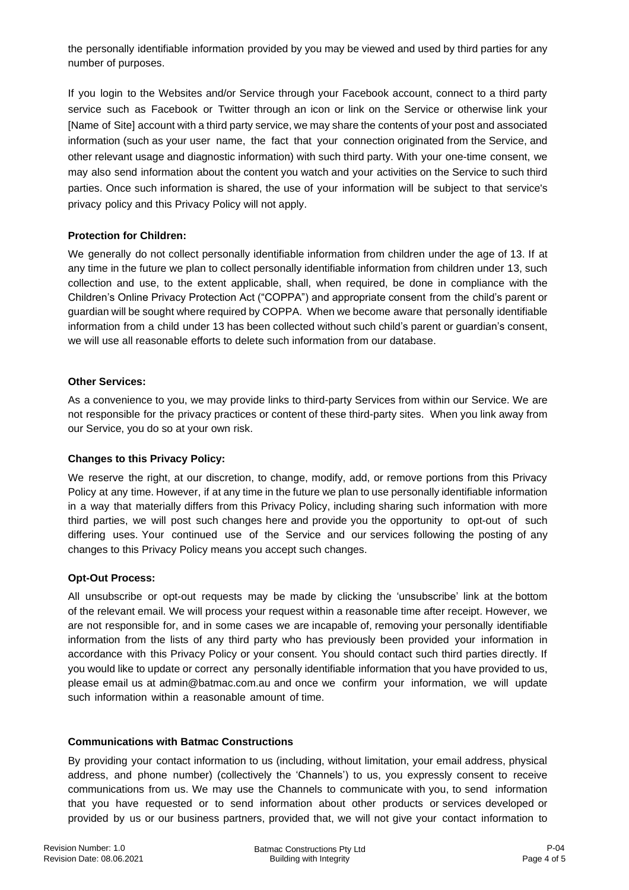the personally identifiable information provided by you may be viewed and used by third parties for any number of purposes.

If you login to the Websites and/or Service through your Facebook account, connect to a third party service such as Facebook or Twitter through an icon or link on the Service or otherwise link your [Name of Site] account with a third party service, we may share the contents of your post and associated information (such as your user name, the fact that your connection originated from the Service, and other relevant usage and diagnostic information) with such third party. With your one-time consent, we may also send information about the content you watch and your activities on the Service to such third parties. Once such information is shared, the use of your information will be subject to that service's privacy policy and this Privacy Policy will not apply.

**Protection for Children:**

We generally do not collect personally identifiable information from children under the age of 13. If at any time in the future we plan to collect personally identifiable information from children under 13, such collection and use, to the extent applicable, shall, when required, be done in compliance with the Children's Online Privacy Protection Act ("COPPA") and appropriate consent from the child's parent or guardian will be sought where required by COPPA. When we become aware that personally identifiable information from a child under 13 has been collected without such child's parent or guardian's consent, we will use all reasonable efforts to delete such information from our database.

**Other Services:**

As a convenience to you, we may provide links to third-party Services from within our Service. We are not responsible for the privacy practices or content of these third-party sites. When you link away from our Service, you do so at your own risk.

**Changes to this Privacy Policy:**

We reserve the right, at our discretion, to change, modify, add, or remove portions from this Privacy Policy at any time. However, if at any time in the future we plan to use personally identifiable information in a way that materially differs from this Privacy Policy, including sharing such information with more third parties, we will post such changes here and provide you the opportunity to opt-out of such differing uses. Your continued use of the Service and our services following the posting of any changes to this Privacy Policy means you accept such changes.

**Opt-Out Process:**

All unsubscribe or opt-out requests may be made by clicking the 'unsubscribe' link at the bottom of the relevant email. We will process your request within a reasonable time after receipt. However, we are not responsible for, and in some cases we are incapable of, removing your personally identifiable information from the lists of any third party who has previously been provided your information in accordance with this Privacy Policy or your consent. You should contact such third parties directly. If you would like to update or correct any personally identifiable information that you have provided to us, please email us at admin@batmac.com.au and once we confirm your information, we will update such information within a reasonable amount of time.

**Communications with Batmac Constructions**

By providing your contact information to us (including, without limitation, your email address, physical address, and phone number) (collectively the 'Channels') to us, you expressly consent to receive communications from us. We may use the Channels to communicate with you, to send information that you have requested or to send information about other products or services developed or provided by us or our business partners, provided that, we will not give your contact information to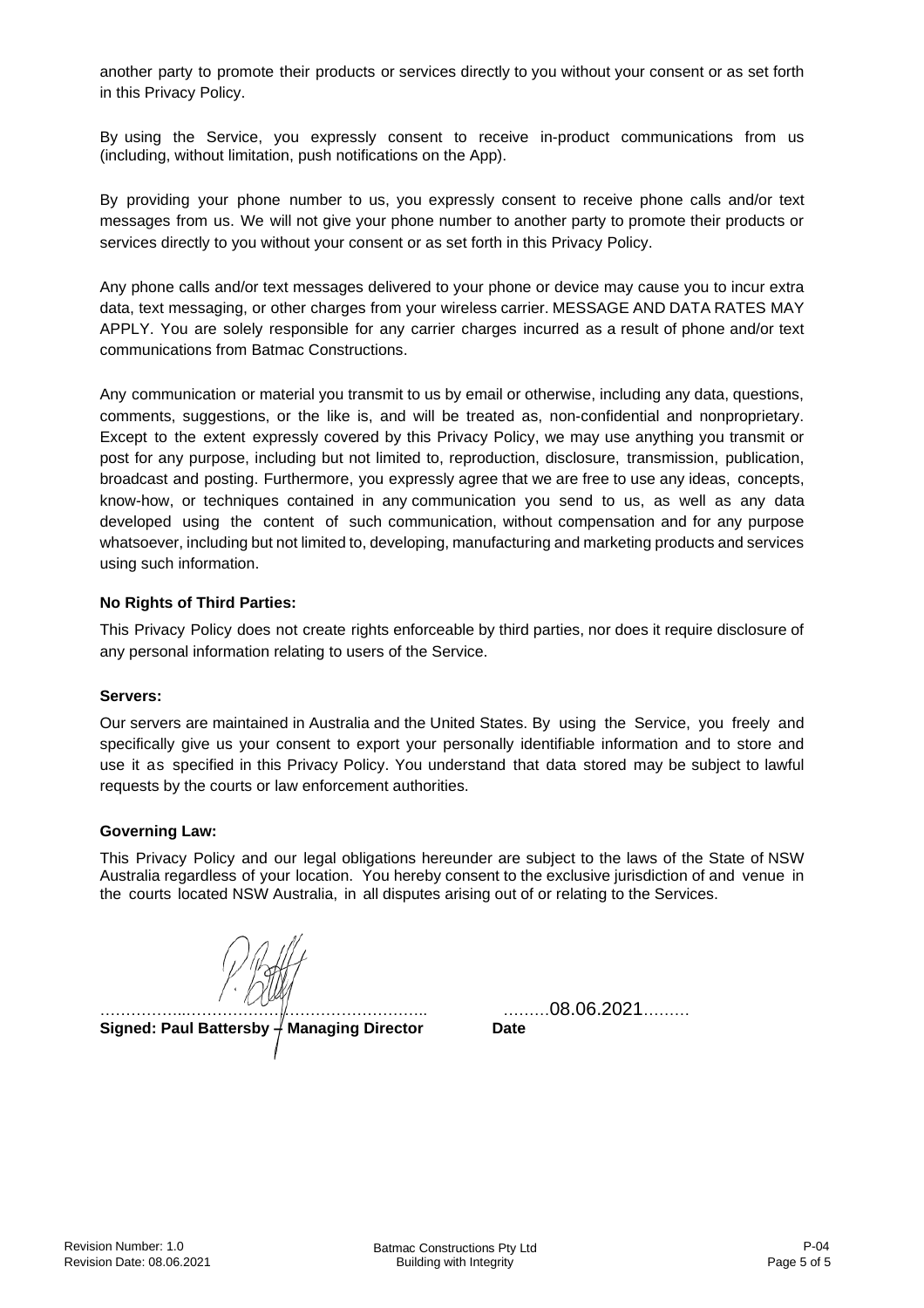another party to promote their products or services directly to you without your consent or as set forth in this Privacy Policy.

By using the Service, you expressly consent to receive in-product communications from us (including, without limitation, push notifications on the App).

By providing your phone number to us, you expressly consent to receive phone calls and/or text messages from us. We will not give your phone number to another party to promote their products or services directly to you without your consent or as set forth in this Privacy Policy.

Any phone calls and/or text messages delivered to your phone or device may cause you to incur extra data, text messaging, or other charges from your wireless carrier. MESSAGE AND DATA RATES MAY APPLY. You are solely responsible for any carrier charges incurred as a result of phone and/or text communications from Batmac Constructions.

Any communication or material you transmit to us by email or otherwise, including any data, questions, comments, suggestions, or the like is, and will be treated as, non-confidential and nonproprietary. Except to the extent expressly covered by this Privacy Policy, we may use anything you transmit or post for any purpose, including but not limited to, reproduction, disclosure, transmission, publication, broadcast and posting. Furthermore, you expressly agree that we are free to use any ideas, concepts, know-how, or techniques contained in any communication you send to us, as well as any data developed using the content of such communication, without compensation and for any purpose whatsoever, including but not limited to, developing, manufacturing and marketing products and services using such information.

**No Rights of Third Parties:**

This Privacy Policy does not create rights enforceable by third parties, nor does it require disclosure of any personal information relating to users of the Service.

**Servers:**

Our servers are maintained in Australia and the United States. By using the Service, you freely and specifically give us your consent to export your personally identifiable information and to store and use it as specified in this Privacy Policy. You understand that data stored may be subject to lawful requests by the courts or law enforcement authorities.

**Governing Law:**

This Privacy Policy and our legal obligations hereunder are subject to the laws of the State of NSW Australia regardless of your location. You hereby consent to the exclusive jurisdiction of and venue in the courts located NSW Australia, in all disputes arising out of or relating to the Services.

……………………………………………………………… ………08.06.2021………

**Signed: Paul Battersby – Managing Director** **Date**